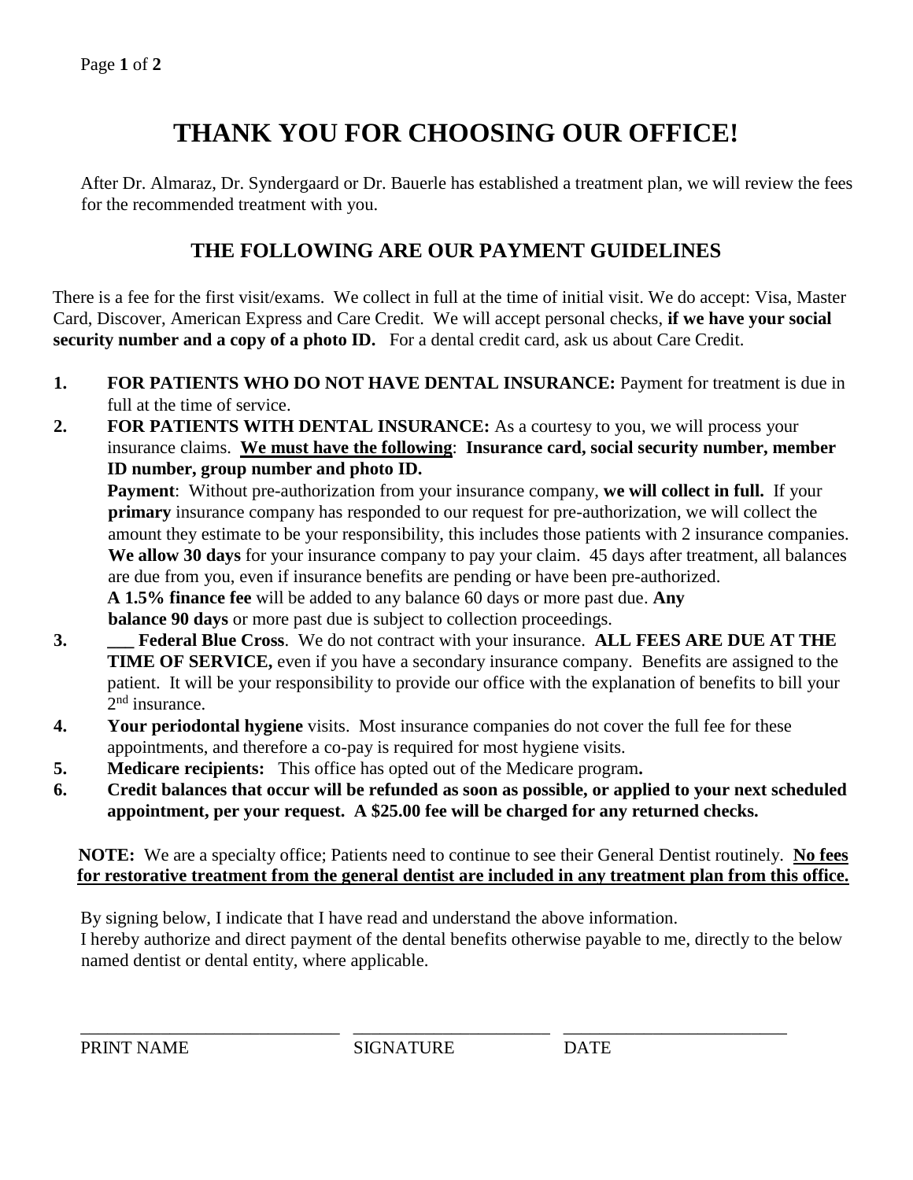# THANK YOU FOR CHOOSING OUR OFFICE!

After Dr. Almaraz, Dr. Syndergaard or Dr. Bauerle has established a treatment plan, we will review the fees for the recommended treatment with you.

## THE FOLLOWING ARE OUR PAYMENT GUIDELINES

There is a fee for the first visit/exams. We collect in full at the time of initial visit. We do accept: Visa, Master Card, Discover, American Express and Care Credit. We will accept personal checks, **if we have your social security number and a copy of a photo ID.** For a dental credit card, ask us about Care Credit.

1. **FOR PATIENTS WHO DO NOT HAVE DENTAL INSURANCE:** Payment for treatment is due in full at the time of service.
2. **FOR PATIENTS WITH DENTAL INSURANCE:** As a courtesy to you, we will process your insurance claims. **<u>We must have the following</u>**: **Insurance card, social security number, member ID number, group number and photo ID.**
   **Payment**: Without pre-authorization from your insurance company, **we will collect in full.** If your **primary** insurance company has responded to our request for pre-authorization, we will collect the amount they estimate to be your responsibility, this includes those patients with 2 insurance companies. **We allow 30 days** for your insurance company to pay your claim. 45 days after treatment, all balances are due from you, even if insurance benefits are pending or have been pre-authorized.
   **A 1.5% finance fee** will be added to any balance 60 days or more past due. **Any balance 90 days** or more past due is subject to collection proceedings.
3. **___ Federal Blue Cross**. We do not contract with your insurance. **ALL FEES ARE DUE AT THE TIME OF SERVICE,** even if you have a secondary insurance company. Benefits are assigned to the patient. It will be your responsibility to provide our office with the explanation of benefits to bill your 2nd insurance.
4. **Your periodontal hygiene** visits. Most insurance companies do not cover the full fee for these appointments, and therefore a co-pay is required for most hygiene visits.
5. **Medicare recipients:** This office has opted out of the Medicare program**.**
6. **Credit balances that occur will be refunded as soon as possible, or applied to your next scheduled appointment, per your request. A $25.00 fee will be charged for any returned checks.**

**NOTE:** We are a specialty office; Patients need to continue to see their General Dentist routinely. **<u>No fees for restorative treatment from the general dentist are included in any treatment plan from this office.</u>**

By signing below, I indicate that I have read and understand the above information.
I hereby authorize and direct payment of the dental benefits otherwise payable to me, directly to the below named dentist or dental entity, where applicable.

| ______________________________ | ______________________ | __________________________ |
|---|---|---|
| PRINT NAME | SIGNATURE | DATE |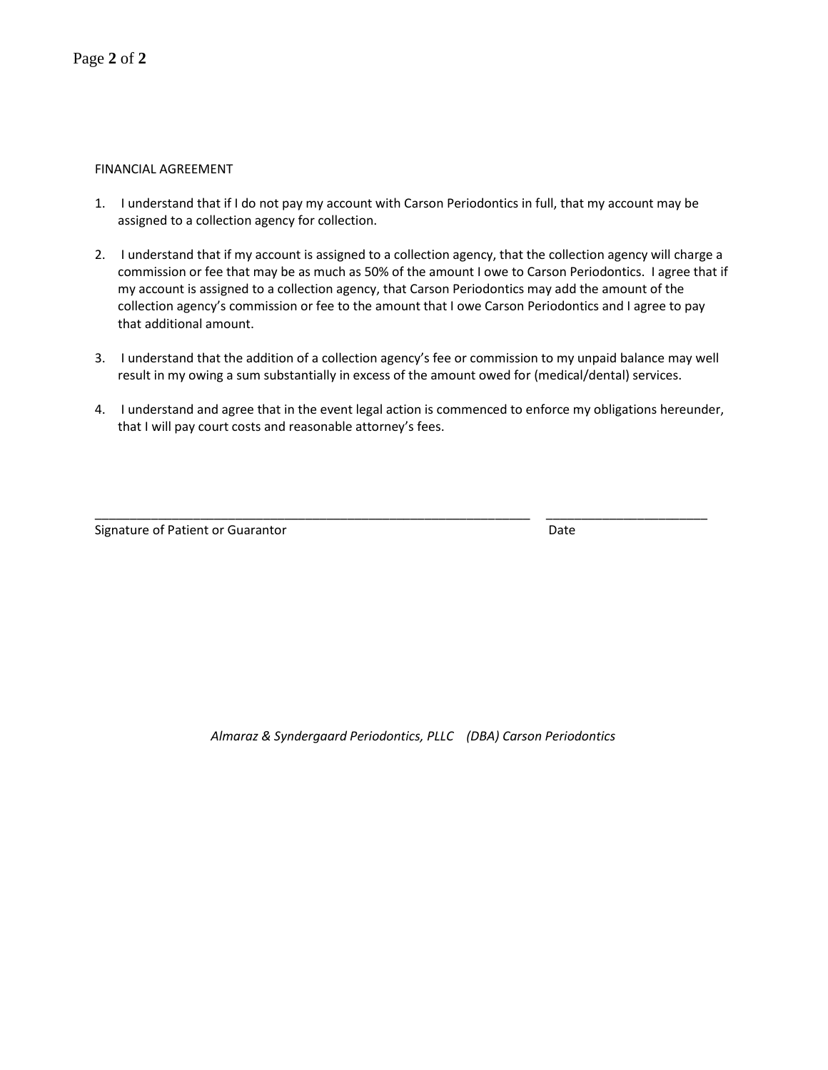FINANCIAL AGREEMENT

1. I understand that if I do not pay my account with Carson Periodontics in full, that my account may be assigned to a collection agency for collection.

2. I understand that if my account is assigned to a collection agency, that the collection agency will charge a commission or fee that may be as much as 50% of the amount I owe to Carson Periodontics. I agree that if my account is assigned to a collection agency, that Carson Periodontics may add the amount of the collection agency's commission or fee to the amount that I owe Carson Periodontics and I agree to pay that additional amount.

3. I understand that the addition of a collection agency's fee or commission to my unpaid balance may well result in my owing a sum substantially in excess of the amount owed for (medical/dental) services.

4. I understand and agree that in the event legal action is commenced to enforce my obligations hereunder, that I will pay court costs and reasonable attorney's fees.

\_\_\_\_\_\_\_\_\_\_\_\_\_\_\_\_\_\_\_\_\_\_\_\_\_\_\_\_\_\_\_\_\_\_\_\_\_\_\_\_\_\_\_\_\_\_\_\_\_\_\_\_\_\_\_\_\_\_ \_\_\_\_\_\_\_\_\_\_\_\_\_\_\_\_\_\_\_\_\_\_\_

Signature of Patient or Guarantor Date

*Almaraz & Syndergaard Periodontics, PLLC (DBA) Carson Periodontics*